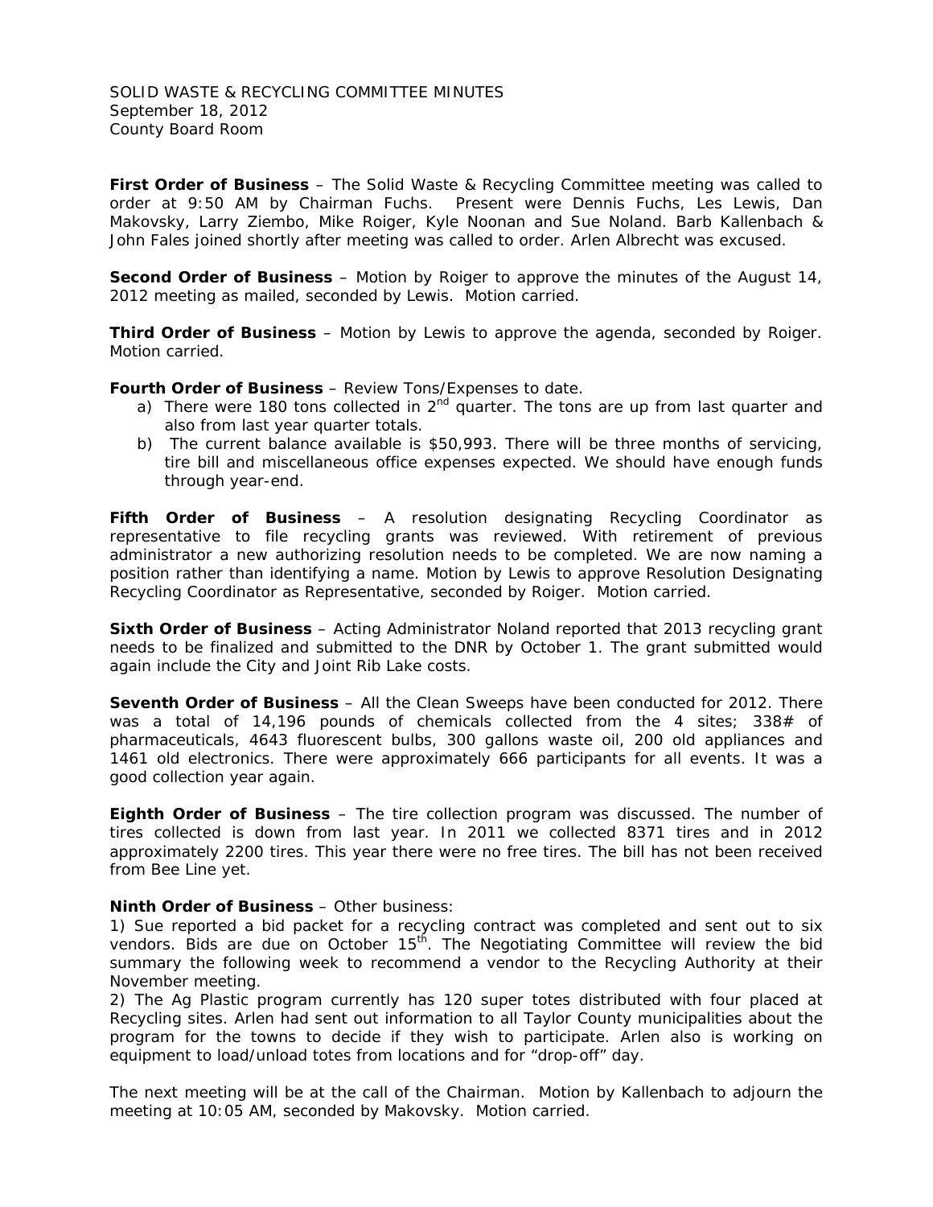SOLID WASTE & RECYCLING COMMITTEE MINUTES
September 18, 2012
County Board Room

**First Order of Business** – The Solid Waste & Recycling Committee meeting was called to order at 9:50 AM by Chairman Fuchs. Present were Dennis Fuchs, Les Lewis, Dan Makovsky, Larry Ziembo, Mike Roiger, Kyle Noonan and Sue Noland. Barb Kallenbach & John Fales joined shortly after meeting was called to order. Arlen Albrecht was excused.

**Second Order of Business** – Motion by Roiger to approve the minutes of the August 14, 2012 meeting as mailed, seconded by Lewis. Motion carried.

**Third Order of Business** – Motion by Lewis to approve the agenda, seconded by Roiger. Motion carried.

**Fourth Order of Business** – Review Tons/Expenses to date.

a) There were 180 tons collected in 2nd quarter. The tons are up from last quarter and also from last year quarter totals.
b) The current balance available is $50,993. There will be three months of servicing, tire bill and miscellaneous office expenses expected. We should have enough funds through year-end.

**Fifth Order of Business** – A resolution designating Recycling Coordinator as representative to file recycling grants was reviewed. With retirement of previous administrator a new authorizing resolution needs to be completed. We are now naming a position rather than identifying a name. Motion by Lewis to approve Resolution Designating Recycling Coordinator as Representative, seconded by Roiger. Motion carried.

**Sixth Order of Business** – Acting Administrator Noland reported that 2013 recycling grant needs to be finalized and submitted to the DNR by October 1. The grant submitted would again include the City and Joint Rib Lake costs.

**Seventh Order of Business** – All the Clean Sweeps have been conducted for 2012. There was a total of 14,196 pounds of chemicals collected from the 4 sites; 338# of pharmaceuticals, 4643 fluorescent bulbs, 300 gallons waste oil, 200 old appliances and 1461 old electronics. There were approximately 666 participants for all events. It was a good collection year again.

**Eighth Order of Business** – The tire collection program was discussed. The number of tires collected is down from last year. In 2011 we collected 8371 tires and in 2012 approximately 2200 tires. This year there were no free tires. The bill has not been received from Bee Line yet.

**Ninth Order of Business** – Other business:

1) Sue reported a bid packet for a recycling contract was completed and sent out to six vendors. Bids are due on October 15th. The Negotiating Committee will review the bid summary the following week to recommend a vendor to the Recycling Authority at their November meeting.
2) The Ag Plastic program currently has 120 super totes distributed with four placed at Recycling sites. Arlen had sent out information to all Taylor County municipalities about the program for the towns to decide if they wish to participate. Arlen also is working on equipment to load/unload totes from locations and for "drop-off" day.

The next meeting will be at the call of the Chairman. Motion by Kallenbach to adjourn the meeting at 10:05 AM, seconded by Makovsky. Motion carried.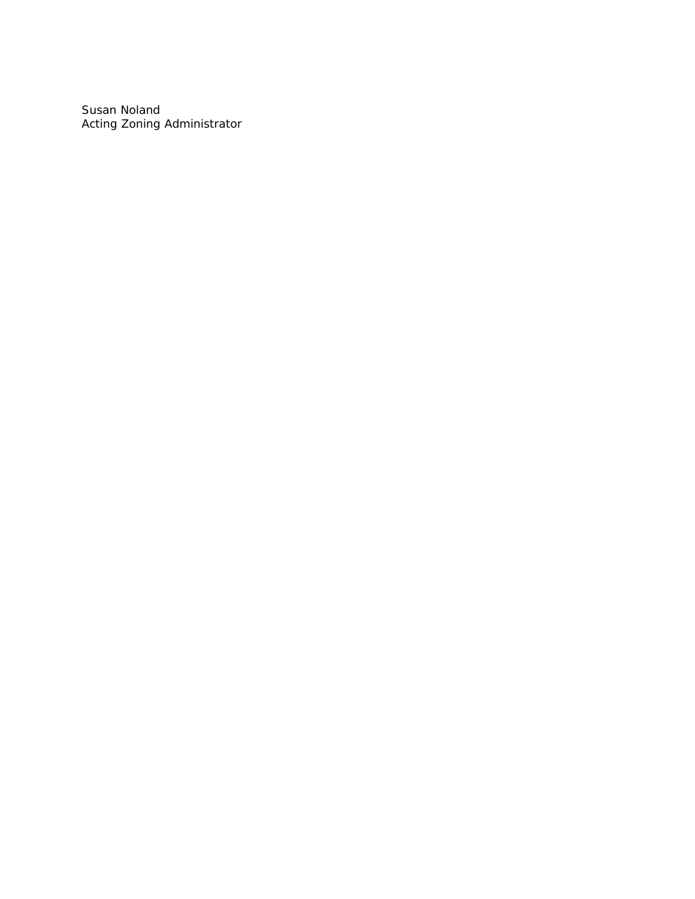Susan Noland
Acting Zoning Administrator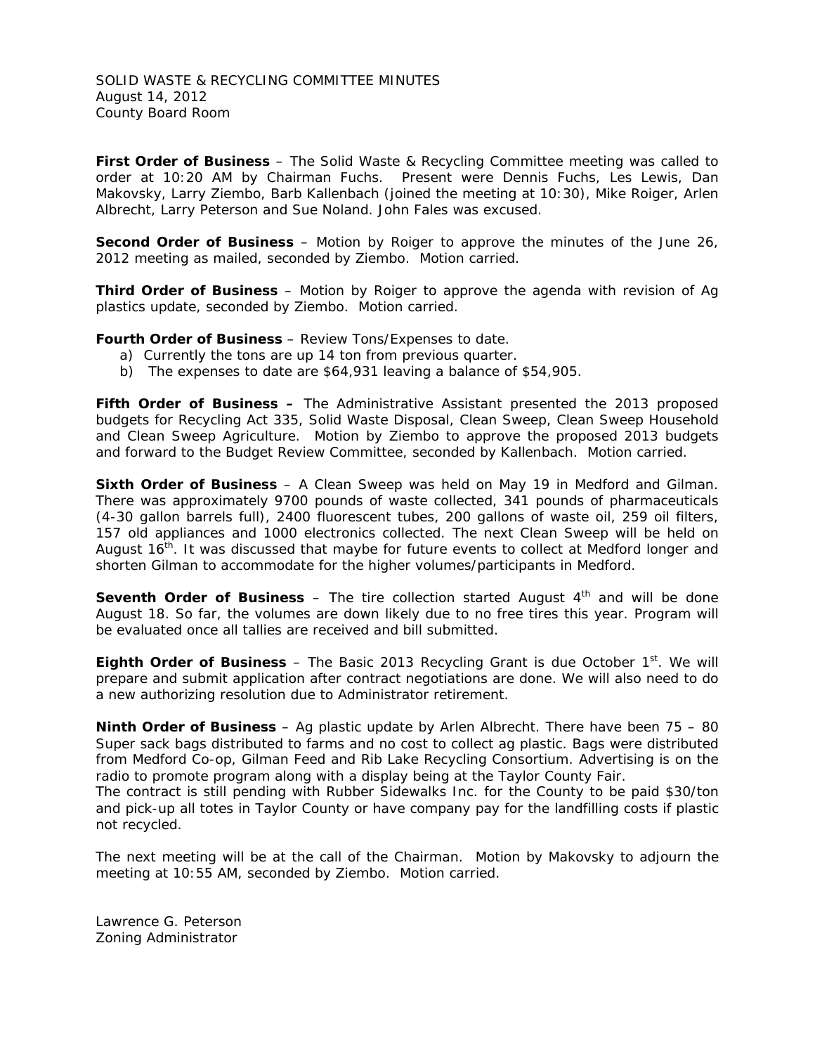SOLID WASTE & RECYCLING COMMITTEE MINUTES
August 14, 2012
County Board Room

**First Order of Business** – The Solid Waste & Recycling Committee meeting was called to order at 10:20 AM by Chairman Fuchs. Present were Dennis Fuchs, Les Lewis, Dan Makovsky, Larry Ziembo, Barb Kallenbach (joined the meeting at 10:30), Mike Roiger, Arlen Albrecht, Larry Peterson and Sue Noland. John Fales was excused.

**Second Order of Business** – Motion by Roiger to approve the minutes of the June 26, 2012 meeting as mailed, seconded by Ziembo. Motion carried.

**Third Order of Business** – Motion by Roiger to approve the agenda with revision of Ag plastics update, seconded by Ziembo. Motion carried.

**Fourth Order of Business** – Review Tons/Expenses to date.

a) Currently the tons are up 14 ton from previous quarter.
b) The expenses to date are $64,931 leaving a balance of $54,905.

**Fifth Order of Business –** The Administrative Assistant presented the 2013 proposed budgets for Recycling Act 335, Solid Waste Disposal, Clean Sweep, Clean Sweep Household and Clean Sweep Agriculture. Motion by Ziembo to approve the proposed 2013 budgets and forward to the Budget Review Committee, seconded by Kallenbach. Motion carried.

**Sixth Order of Business** – A Clean Sweep was held on May 19 in Medford and Gilman. There was approximately 9700 pounds of waste collected, 341 pounds of pharmaceuticals (4-30 gallon barrels full), 2400 fluorescent tubes, 200 gallons of waste oil, 259 oil filters, 157 old appliances and 1000 electronics collected. The next Clean Sweep will be held on August 16th. It was discussed that maybe for future events to collect at Medford longer and shorten Gilman to accommodate for the higher volumes/participants in Medford.

**Seventh Order of Business** – The tire collection started August 4th and will be done August 18. So far, the volumes are down likely due to no free tires this year. Program will be evaluated once all tallies are received and bill submitted.

**Eighth Order of Business** – The Basic 2013 Recycling Grant is due October 1st. We will prepare and submit application after contract negotiations are done. We will also need to do a new authorizing resolution due to Administrator retirement.

**Ninth Order of Business** – Ag plastic update by Arlen Albrecht. There have been 75 – 80 Super sack bags distributed to farms and no cost to collect ag plastic. Bags were distributed from Medford Co-op, Gilman Feed and Rib Lake Recycling Consortium. Advertising is on the radio to promote program along with a display being at the Taylor County Fair.
The contract is still pending with Rubber Sidewalks Inc. for the County to be paid $30/ton and pick-up all totes in Taylor County or have company pay for the landfilling costs if plastic not recycled.

The next meeting will be at the call of the Chairman. Motion by Makovsky to adjourn the meeting at 10:55 AM, seconded by Ziembo. Motion carried.

Lawrence G. Peterson
Zoning Administrator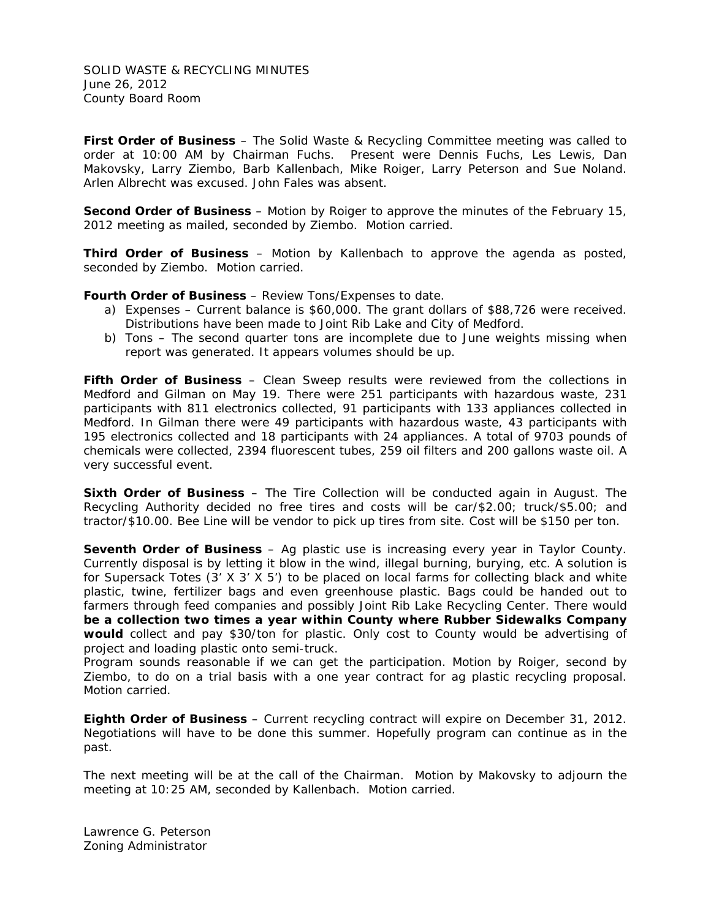SOLID WASTE & RECYCLING MINUTES
June 26, 2012
County Board Room

**First Order of Business** – The Solid Waste & Recycling Committee meeting was called to order at 10:00 AM by Chairman Fuchs. Present were Dennis Fuchs, Les Lewis, Dan Makovsky, Larry Ziembo, Barb Kallenbach, Mike Roiger, Larry Peterson and Sue Noland. Arlen Albrecht was excused. John Fales was absent.

**Second Order of Business** – Motion by Roiger to approve the minutes of the February 15, 2012 meeting as mailed, seconded by Ziembo. Motion carried.

**Third Order of Business** – Motion by Kallenbach to approve the agenda as posted, seconded by Ziembo. Motion carried.

**Fourth Order of Business** – Review Tons/Expenses to date.

a) Expenses – Current balance is $60,000. The grant dollars of $88,726 were received. Distributions have been made to Joint Rib Lake and City of Medford.
b) Tons – The second quarter tons are incomplete due to June weights missing when report was generated. It appears volumes should be up.

**Fifth Order of Business** – Clean Sweep results were reviewed from the collections in Medford and Gilman on May 19. There were 251 participants with hazardous waste, 231 participants with 811 electronics collected, 91 participants with 133 appliances collected in Medford. In Gilman there were 49 participants with hazardous waste, 43 participants with 195 electronics collected and 18 participants with 24 appliances. A total of 9703 pounds of chemicals were collected, 2394 fluorescent tubes, 259 oil filters and 200 gallons waste oil. A very successful event.

**Sixth Order of Business** – The Tire Collection will be conducted again in August. The Recycling Authority decided no free tires and costs will be car/$2.00; truck/$5.00; and tractor/$10.00. Bee Line will be vendor to pick up tires from site. Cost will be $150 per ton.

**Seventh Order of Business** – Ag plastic use is increasing every year in Taylor County. Currently disposal is by letting it blow in the wind, illegal burning, burying, etc. A solution is for Supersack Totes (3' X 3' X 5') to be placed on local farms for collecting black and white plastic, twine, fertilizer bags and even greenhouse plastic. Bags could be handed out to farmers through feed companies and possibly Joint Rib Lake Recycling Center. There would **be a collection two times a year within County where Rubber Sidewalks Company would** collect and pay $30/ton for plastic. Only cost to County would be advertising of project and loading plastic onto semi-truck.
Program sounds reasonable if we can get the participation. Motion by Roiger, second by Ziembo, to do on a trial basis with a one year contract for ag plastic recycling proposal. Motion carried.

**Eighth Order of Business** – Current recycling contract will expire on December 31, 2012. Negotiations will have to be done this summer. Hopefully program can continue as in the past.

The next meeting will be at the call of the Chairman. Motion by Makovsky to adjourn the meeting at 10:25 AM, seconded by Kallenbach. Motion carried.

Lawrence G. Peterson
Zoning Administrator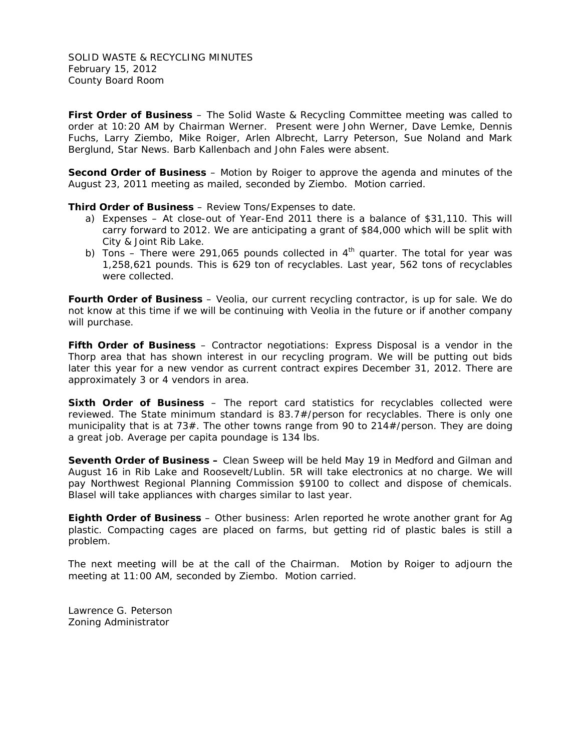SOLID WASTE & RECYCLING MINUTES
February 15, 2012
County Board Room

**First Order of Business** – The Solid Waste & Recycling Committee meeting was called to order at 10:20 AM by Chairman Werner. Present were John Werner, Dave Lemke, Dennis Fuchs, Larry Ziembo, Mike Roiger, Arlen Albrecht, Larry Peterson, Sue Noland and Mark Berglund, Star News. Barb Kallenbach and John Fales were absent.

**Second Order of Business** – Motion by Roiger to approve the agenda and minutes of the August 23, 2011 meeting as mailed, seconded by Ziembo. Motion carried.

**Third Order of Business** – Review Tons/Expenses to date.

a) Expenses – At close-out of Year-End 2011 there is a balance of $31,110. This will carry forward to 2012. We are anticipating a grant of $84,000 which will be split with City & Joint Rib Lake.
b) Tons – There were 291,065 pounds collected in 4th quarter. The total for year was 1,258,621 pounds. This is 629 ton of recyclables. Last year, 562 tons of recyclables were collected.

**Fourth Order of Business** – Veolia, our current recycling contractor, is up for sale. We do not know at this time if we will be continuing with Veolia in the future or if another company will purchase.

**Fifth Order of Business** – Contractor negotiations: Express Disposal is a vendor in the Thorp area that has shown interest in our recycling program. We will be putting out bids later this year for a new vendor as current contract expires December 31, 2012. There are approximately 3 or 4 vendors in area.

**Sixth Order of Business** – The report card statistics for recyclables collected were reviewed. The State minimum standard is 83.7#/person for recyclables. There is only one municipality that is at 73#. The other towns range from 90 to 214#/person. They are doing a great job. Average per capita poundage is 134 lbs.

**Seventh Order of Business –** Clean Sweep will be held May 19 in Medford and Gilman and August 16 in Rib Lake and Roosevelt/Lublin. 5R will take electronics at no charge. We will pay Northwest Regional Planning Commission $9100 to collect and dispose of chemicals. Blasel will take appliances with charges similar to last year.

**Eighth Order of Business** – Other business: Arlen reported he wrote another grant for Ag plastic. Compacting cages are placed on farms, but getting rid of plastic bales is still a problem.

The next meeting will be at the call of the Chairman. Motion by Roiger to adjourn the meeting at 11:00 AM, seconded by Ziembo. Motion carried.

Lawrence G. Peterson
Zoning Administrator